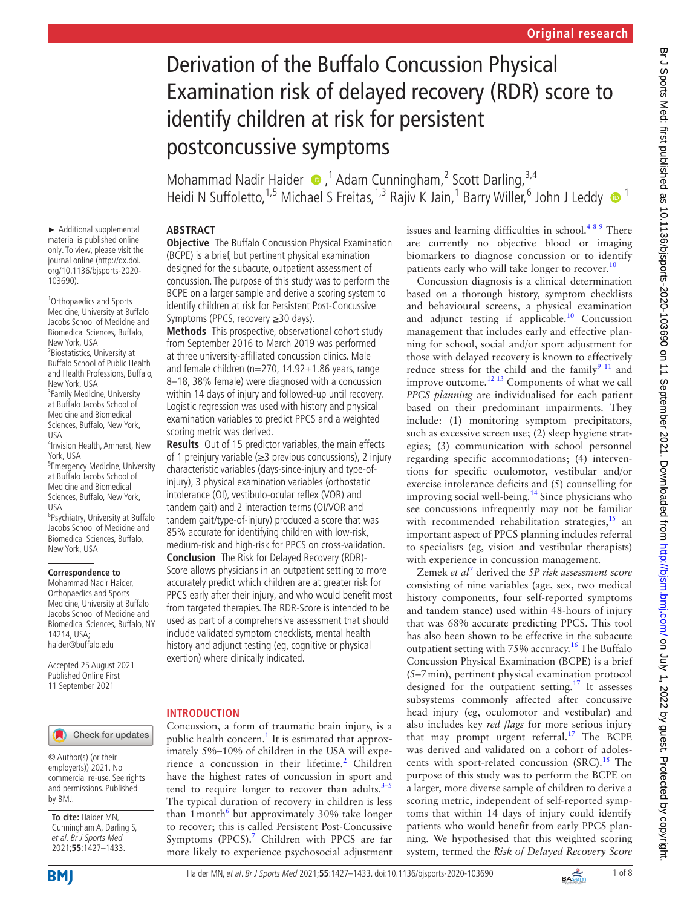Original research

# Derivation of the Buffalo Concussion Physical Examination risk of delayed recovery (RDR) score to identify children at risk for persistent postconcussive symptoms

Mohammad Nadir Haider,[1] Adam Cunningham,[2] Scott Darling,[3,4] Heidi N Suffoletto,[1,5] Michael S Freitas,[1,3] Rajiv K Jain,[1] Barry Willer,[6] John J Leddy[1]

► Additional supplemental material is published online only. To view, please visit the journal online (http://dx.doi.org/10.1136/bjsports-2020-103690).

[1]Orthopaedics and Sports Medicine, University at Buffalo Jacobs School of Medicine and Biomedical Sciences, Buffalo, New York, USA
[2]Biostatistics, University at Buffalo School of Public Health and Health Professions, Buffalo, New York, USA
[3]Family Medicine, University at Buffalo Jacobs School of Medicine and Biomedical Sciences, Buffalo, New York, USA
[4]Invision Health, Amherst, New York, USA
[5]Emergency Medicine, University at Buffalo Jacobs School of Medicine and Biomedical Sciences, Buffalo, New York, USA
[6]Psychiatry, University at Buffalo Jacobs School of Medicine and Biomedical Sciences, Buffalo, New York, USA

**Correspondence to**
Mohammad Nadir Haider, Orthopaedics and Sports Medicine, University at Buffalo Jacobs School of Medicine and Biomedical Sciences, Buffalo, NY 14214, USA; haider@buffalo.edu

Accepted 25 August 2021
Published Online First 11 September 2021

© Author(s) (or their employer(s)) 2021. No commercial re-use. See rights and permissions. Published by BMJ.

**To cite:** Haider MN, Cunningham A, Darling S, *et al*. *Br J Sports Med* 2021;**55**:1427–1433.

## ABSTRACT

**Objective** The Buffalo Concussion Physical Examination (BCPE) is a brief, but pertinent physical examination designed for the subacute, outpatient assessment of concussion. The purpose of this study was to perform the BCPE on a larger sample and derive a scoring system to identify children at risk for Persistent Post-Concussive Symptoms (PPCS, recovery ≥30 days).

**Methods** This prospective, observational cohort study from September 2016 to March 2019 was performed at three university-affiliated concussion clinics. Male and female children (n=270, 14.92±1.86 years, range 8–18, 38% female) were diagnosed with a concussion within 14 days of injury and followed-up until recovery. Logistic regression was used with history and physical examination variables to predict PPCS and a weighted scoring metric was derived.

**Results** Out of 15 predictor variables, the main effects of 1 preinjury variable (≥3 previous concussions), 2 injury characteristic variables (days-since-injury and type-of-injury), 3 physical examination variables (orthostatic intolerance (OI), vestibulo-ocular reflex (VOR) and tandem gait) and 2 interaction terms (OI/VOR and tandem gait/type-of-injury) produced a score that was 85% accurate for identifying children with low-risk, medium-risk and high-risk for PPCS on cross-validation.

**Conclusion** The Risk for Delayed Recovery (RDR)-Score allows physicians in an outpatient setting to more accurately predict which children are at greater risk for PPCS early after their injury, and who would benefit most from targeted therapies. The RDR-Score is intended to be used as part of a comprehensive assessment that should include validated symptom checklists, mental health history and adjunct testing (eg, cognitive or physical exertion) where clinically indicated.

## INTRODUCTION

Concussion, a form of traumatic brain injury, is a public health concern.[1] It is estimated that approximately 5%–10% of children in the USA will experience a concussion in their lifetime.[2] Children have the highest rates of concussion in sport and tend to require longer to recover than adults.[3–5] The typical duration of recovery in children is less than 1 month[6] but approximately 30% take longer to recover; this is called Persistent Post-Concussive Symptoms (PPCS).[7] Children with PPCS are far more likely to experience psychosocial adjustment issues and learning difficulties in school.[4 8 9] There are currently no objective blood or imaging biomarkers to diagnose concussion or to identify patients early who will take longer to recover.[10]

Concussion diagnosis is a clinical determination based on a thorough history, symptom checklists and behavioural screens, a physical examination and adjunct testing if applicable.[10] Concussion management that includes early and effective planning for school, social and/or sport adjustment for those with delayed recovery is known to effectively reduce stress for the child and the family[9 11] and improve outcome.[12 13] Components of what we call *PPCS planning* are individualised for each patient based on their predominant impairments. They include: (1) monitoring symptom precipitators, such as excessive screen use; (2) sleep hygiene strategies; (3) communication with school personnel regarding specific accommodations; (4) interventions for specific oculomotor, vestibular and/or exercise intolerance deficits and (5) counselling for improving social well-being.[14] Since physicians who see concussions infrequently may not be familiar with recommended rehabilitation strategies,[15] an important aspect of PPCS planning includes referral to specialists (eg, vision and vestibular therapists) with experience in concussion management.

Zemek *et al*[7] derived the *5P risk assessment score* consisting of nine variables (age, sex, two medical history components, four self-reported symptoms and tandem stance) used within 48-hours of injury that was 68% accurate predicting PPCS. This tool has also been shown to be effective in the subacute outpatient setting with 75% accuracy.[16] The Buffalo Concussion Physical Examination (BCPE) is a brief (5–7 min), pertinent physical examination protocol designed for the outpatient setting.[17] It assesses subsystems commonly affected after concussive head injury (eg, oculomotor and vestibular) and also includes key *red flags* for more serious injury that may prompt urgent referral.[17] The BCPE was derived and validated on a cohort of adolescents with sport-related concussion (SRC).[18] The purpose of this study was to perform the BCPE on a larger, more diverse sample of children to derive a scoring metric, independent of self-reported symptoms that within 14 days of injury could identify patients who would benefit from early PPCS planning. We hypothesised that this weighted scoring system, termed the *Risk of Delayed Recovery Score*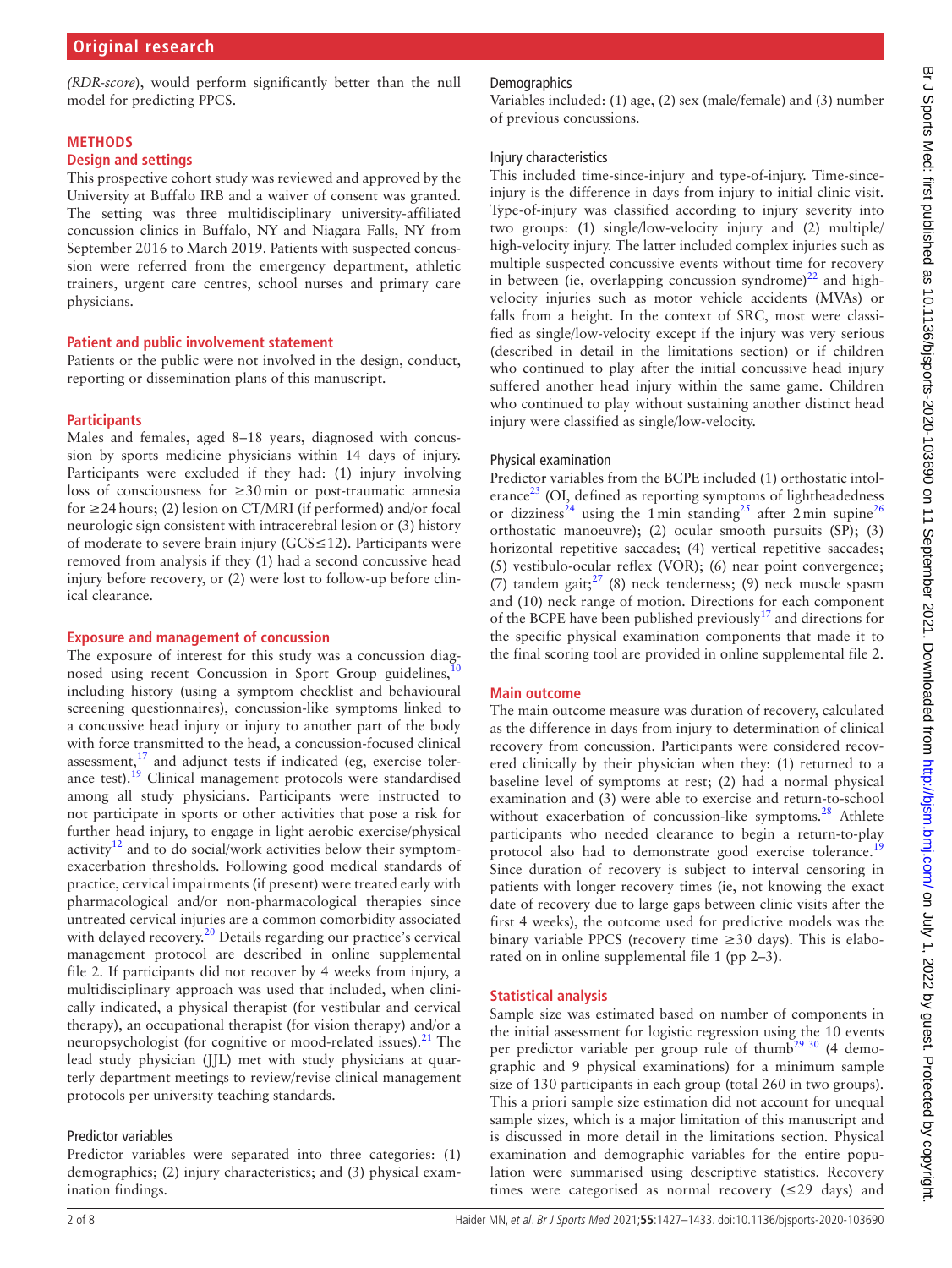(*RDR-score*), would perform significantly better than the null model for predicting PPCS.

## METHODS

### Design and settings

This prospective cohort study was reviewed and approved by the University at Buffalo IRB and a waiver of consent was granted. The setting was three multidisciplinary university-affiliated concussion clinics in Buffalo, NY and Niagara Falls, NY from September 2016 to March 2019. Patients with suspected concussion were referred from the emergency department, athletic trainers, urgent care centres, school nurses and primary care physicians.

### Patient and public involvement statement

Patients or the public were not involved in the design, conduct, reporting or dissemination plans of this manuscript.

### Participants

Males and females, aged 8–18 years, diagnosed with concussion by sports medicine physicians within 14 days of injury. Participants were excluded if they had: (1) injury involving loss of consciousness for ≥30 min or post-traumatic amnesia for ≥24 hours; (2) lesion on CT/MRI (if performed) and/or focal neurologic sign consistent with intracerebral lesion or (3) history of moderate to severe brain injury (GCS≤12). Participants were removed from analysis if they (1) had a second concussive head injury before recovery, or (2) were lost to follow-up before clinical clearance.

### Exposure and management of concussion

The exposure of interest for this study was a concussion diagnosed using recent Concussion in Sport Group guidelines,[10] including history (using a symptom checklist and behavioural screening questionnaires), concussion-like symptoms linked to a concussive head injury or injury to another part of the body with force transmitted to the head, a concussion-focused clinical assessment,[17] and adjunct tests if indicated (eg, exercise tolerance test).[19] Clinical management protocols were standardised among all study physicians. Participants were instructed to not participate in sports or other activities that pose a risk for further head injury, to engage in light aerobic exercise/physical activity[12] and to do social/work activities below their symptom-exacerbation thresholds. Following good medical standards of practice, cervical impairments (if present) were treated early with pharmacological and/or non-pharmacological therapies since untreated cervical injuries are a common comorbidity associated with delayed recovery.[20] Details regarding our practice's cervical management protocol are described in online supplemental file 2. If participants did not recover by 4 weeks from injury, a multidisciplinary approach was used that included, when clinically indicated, a physical therapist (for vestibular and cervical therapy), an occupational therapist (for vision therapy) and/or a neuropsychologist (for cognitive or mood-related issues).[21] The lead study physician (JJL) met with study physicians at quarterly department meetings to review/revise clinical management protocols per university teaching standards.

#### Predictor variables

Predictor variables were separated into three categories: (1) demographics; (2) injury characteristics; and (3) physical examination findings.

#### Demographics

Variables included: (1) age, (2) sex (male/female) and (3) number of previous concussions.

#### Injury characteristics

This included time-since-injury and type-of-injury. Time-since-injury is the difference in days from injury to initial clinic visit. Type-of-injury was classified according to injury severity into two groups: (1) single/low-velocity injury and (2) multiple/high-velocity injury. The latter included complex injuries such as multiple suspected concussive events without time for recovery in between (ie, overlapping concussion syndrome)[22] and high-velocity injuries such as motor vehicle accidents (MVAs) or falls from a height. In the context of SRC, most were classified as single/low-velocity except if the injury was very serious (described in detail in the limitations section) or if children who continued to play after the initial concussive head injury suffered another head injury within the same game. Children who continued to play without sustaining another distinct head injury were classified as single/low-velocity.

#### Physical examination

Predictor variables from the BCPE included (1) orthostatic intolerance[23] (OI, defined as reporting symptoms of lightheadedness or dizziness[24] using the 1 min standing[25] after 2 min supine[26] orthostatic manoeuvre); (2) ocular smooth pursuits (SP); (3) horizontal repetitive saccades; (4) vertical repetitive saccades; (5) vestibulo-ocular reflex (VOR); (6) near point convergence; (7) tandem gait;[27] (8) neck tenderness; (9) neck muscle spasm and (10) neck range of motion. Directions for each component of the BCPE have been published previously[17] and directions for the specific physical examination components that made it to the final scoring tool are provided in online supplemental file 2.

### Main outcome

The main outcome measure was duration of recovery, calculated as the difference in days from injury to determination of clinical recovery from concussion. Participants were considered recovered clinically by their physician when they: (1) returned to a baseline level of symptoms at rest; (2) had a normal physical examination and (3) were able to exercise and return-to-school without exacerbation of concussion-like symptoms.[28] Athlete participants who needed clearance to begin a return-to-play protocol also had to demonstrate good exercise tolerance.[19] Since duration of recovery is subject to interval censoring in patients with longer recovery times (ie, not knowing the exact date of recovery due to large gaps between clinic visits after the first 4 weeks), the outcome used for predictive models was the binary variable PPCS (recovery time ≥30 days). This is elaborated on in online supplemental file 1 (pp 2–3).

### Statistical analysis

Sample size was estimated based on number of components in the initial assessment for logistic regression using the 10 events per predictor variable per group rule of thumb[29,30] (4 demographic and 9 physical examinations) for a minimum sample size of 130 participants in each group (total 260 in two groups). This a priori sample size estimation did not account for unequal sample sizes, which is a major limitation of this manuscript and is discussed in more detail in the limitations section. Physical examination and demographic variables for the entire population were summarised using descriptive statistics. Recovery times were categorised as normal recovery (≤29 days) and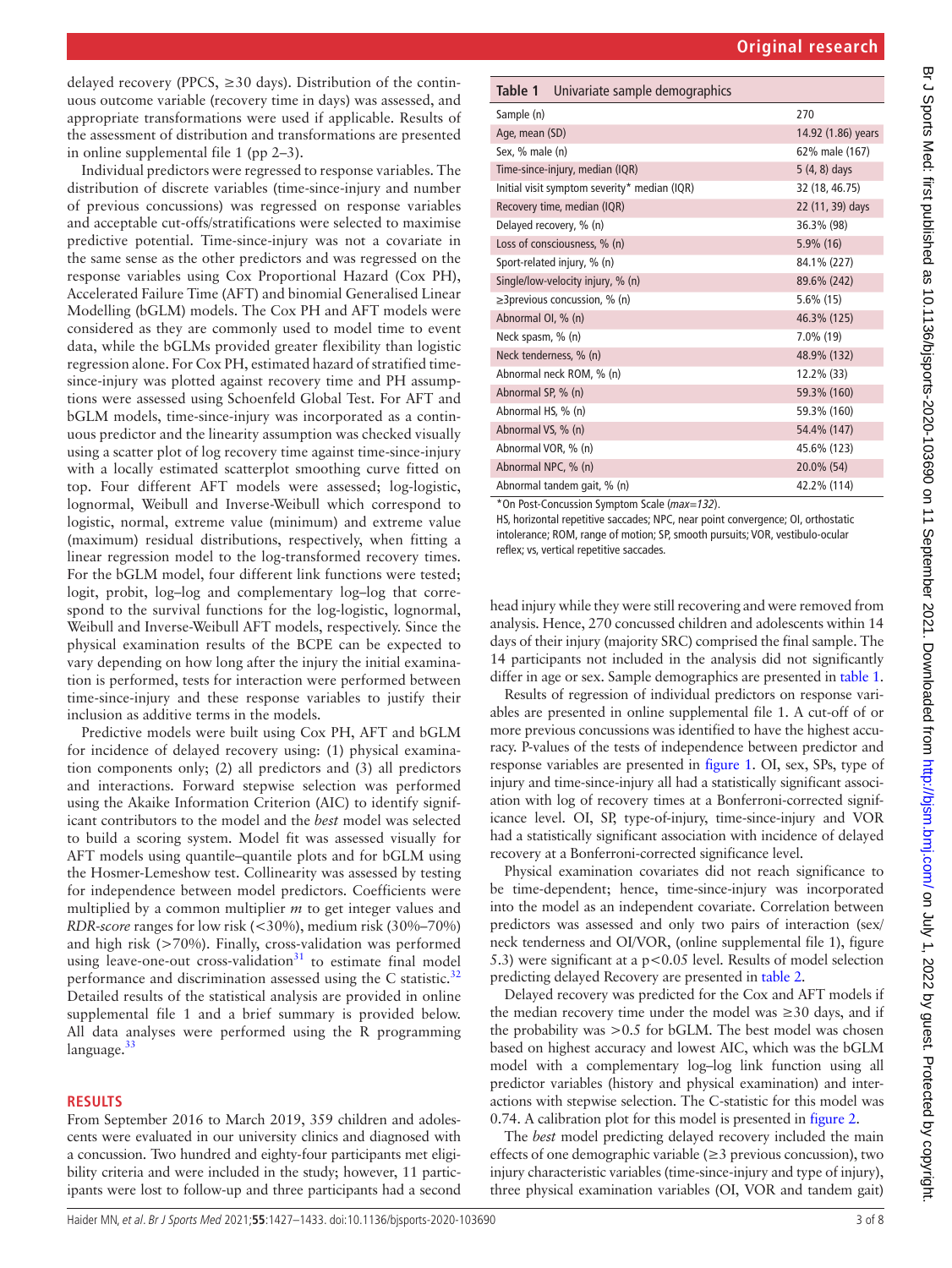delayed recovery (PPCS, ≥30 days). Distribution of the continuous outcome variable (recovery time in days) was assessed, and appropriate transformations were used if applicable. Results of the assessment of distribution and transformations are presented in online supplemental file 1 (pp 2–3).

Individual predictors were regressed to response variables. The distribution of discrete variables (time-since-injury and number of previous concussions) was regressed on response variables and acceptable cut-offs/stratifications were selected to maximise predictive potential. Time-since-injury was not a covariate in the same sense as the other predictors and was regressed on the response variables using Cox Proportional Hazard (Cox PH), Accelerated Failure Time (AFT) and binomial Generalised Linear Modelling (bGLM) models. The Cox PH and AFT models were considered as they are commonly used to model time to event data, while the bGLMs provided greater flexibility than logistic regression alone. For Cox PH, estimated hazard of stratified time-since-injury was plotted against recovery time and PH assumptions were assessed using Schoenfeld Global Test. For AFT and bGLM models, time-since-injury was incorporated as a continuous predictor and the linearity assumption was checked visually using a scatter plot of log recovery time against time-since-injury with a locally estimated scatterplot smoothing curve fitted on top. Four different AFT models were assessed; log-logistic, lognormal, Weibull and Inverse-Weibull which correspond to logistic, normal, extreme value (minimum) and extreme value (maximum) residual distributions, respectively, when fitting a linear regression model to the log-transformed recovery times. For the bGLM model, four different link functions were tested; logit, probit, log–log and complementary log–log that correspond to the survival functions for the log-logistic, lognormal, Weibull and Inverse-Weibull AFT models, respectively. Since the physical examination results of the BCPE can be expected to vary depending on how long after the injury the initial examination is performed, tests for interaction were performed between time-since-injury and these response variables to justify their inclusion as additive terms in the models.

Predictive models were built using Cox PH, AFT and bGLM for incidence of delayed recovery using: (1) physical examination components only; (2) all predictors and (3) all predictors and interactions. Forward stepwise selection was performed using the Akaike Information Criterion (AIC) to identify significant contributors to the model and the *best* model was selected to build a scoring system. Model fit was assessed visually for AFT models using quantile–quantile plots and for bGLM using the Hosmer-Lemeshow test. Collinearity was assessed by testing for independence between model predictors. Coefficients were multiplied by a common multiplier $m$ to get integer values and *RDR-score* ranges for low risk (<30%), medium risk (30%–70%) and high risk (>70%). Finally, cross-validation was performed using leave-one-out cross-validation[31] to estimate final model performance and discrimination assessed using the C statistic.[32] Detailed results of the statistical analysis are provided in online supplemental file 1 and a brief summary is provided below. All data analyses were performed using the R programming language.[33]

## RESULTS

From September 2016 to March 2019, 359 children and adolescents were evaluated in our university clinics and diagnosed with a concussion. Two hundred and eighty-four participants met eligibility criteria and were included in the study; however, 11 participants were lost to follow-up and three participants had a second head injury while they were still recovering and were removed from analysis. Hence, 270 concussed children and adolescents within 14 days of their injury (majority SRC) comprised the final sample. The 14 participants not included in the analysis did not significantly differ in age or sex. Sample demographics are presented in table 1.

**Table 1** Univariate sample demographics

| | |
|---|---|
| Sample (n) | 270 |
| Age, mean (SD) | 14.92 (1.86) years |
| Sex, % male (n) | 62% male (167) |
| Time-since-injury, median (IQR) | 5 (4, 8) days |
| Initial visit symptom severity* median (IQR) | 32 (18, 46.75) |
| Recovery time, median (IQR) | 22 (11, 39) days |
| Delayed recovery, % (n) | 36.3% (98) |
| Loss of consciousness, % (n) | 5.9% (16) |
| Sport-related injury, % (n) | 84.1% (227) |
| Single/low-velocity injury, % (n) | 89.6% (242) |
| ≥3previous concussion, % (n) | 5.6% (15) |
| Abnormal OI, % (n) | 46.3% (125) |
| Neck spasm, % (n) | 7.0% (19) |
| Neck tenderness, % (n) | 48.9% (132) |
| Abnormal neck ROM, % (n) | 12.2% (33) |
| Abnormal SP, % (n) | 59.3% (160) |
| Abnormal HS, % (n) | 59.3% (160) |
| Abnormal VS, % (n) | 54.4% (147) |
| Abnormal VOR, % (n) | 45.6% (123) |
| Abnormal NPC, % (n) | 20.0% (54) |
| Abnormal tandem gait, % (n) | 42.2% (114) |

*On Post-Concussion Symptom Scale (*max=132*).

HS, horizontal repetitive saccades; NPC, near point convergence; OI, orthostatic intolerance; ROM, range of motion; SP, smooth pursuits; VOR, vestibulo-ocular reflex; vs, vertical repetitive saccades.

Results of regression of individual predictors on response variables are presented in online supplemental file 1. A cut-off of or more previous concussions was identified to have the highest accuracy. P-values of the tests of independence between predictor and response variables are presented in figure 1. OI, sex, SPs, type of injury and time-since-injury all had a statistically significant association with log of recovery times at a Bonferroni-corrected significance level. OI, SP, type-of-injury, time-since-injury and VOR had a statistically significant association with incidence of delayed recovery at a Bonferroni-corrected significance level.

Physical examination covariates did not reach significance to be time-dependent; hence, time-since-injury was incorporated into the model as an independent covariate. Correlation between predictors was assessed and only two pairs of interaction (sex/neck tenderness and OI/VOR, (online supplemental file 1), figure 5.3) were significant at a $p<0.05$ level. Results of model selection predicting delayed Recovery are presented in table 2.

Delayed recovery was predicted for the Cox and AFT models if the median recovery time under the model was ≥30 days, and if the probability was >0.5 for bGLM. The best model was chosen based on highest accuracy and lowest AIC, which was the bGLM model with a complementary log–log link function using all predictor variables (history and physical examination) and interactions with stepwise selection. The C-statistic for this model was 0.74. A calibration plot for this model is presented in figure 2.

The *best* model predicting delayed recovery included the main effects of one demographic variable (≥3 previous concussion), two injury characteristic variables (time-since-injury and type of injury), three physical examination variables (OI, VOR and tandem gait)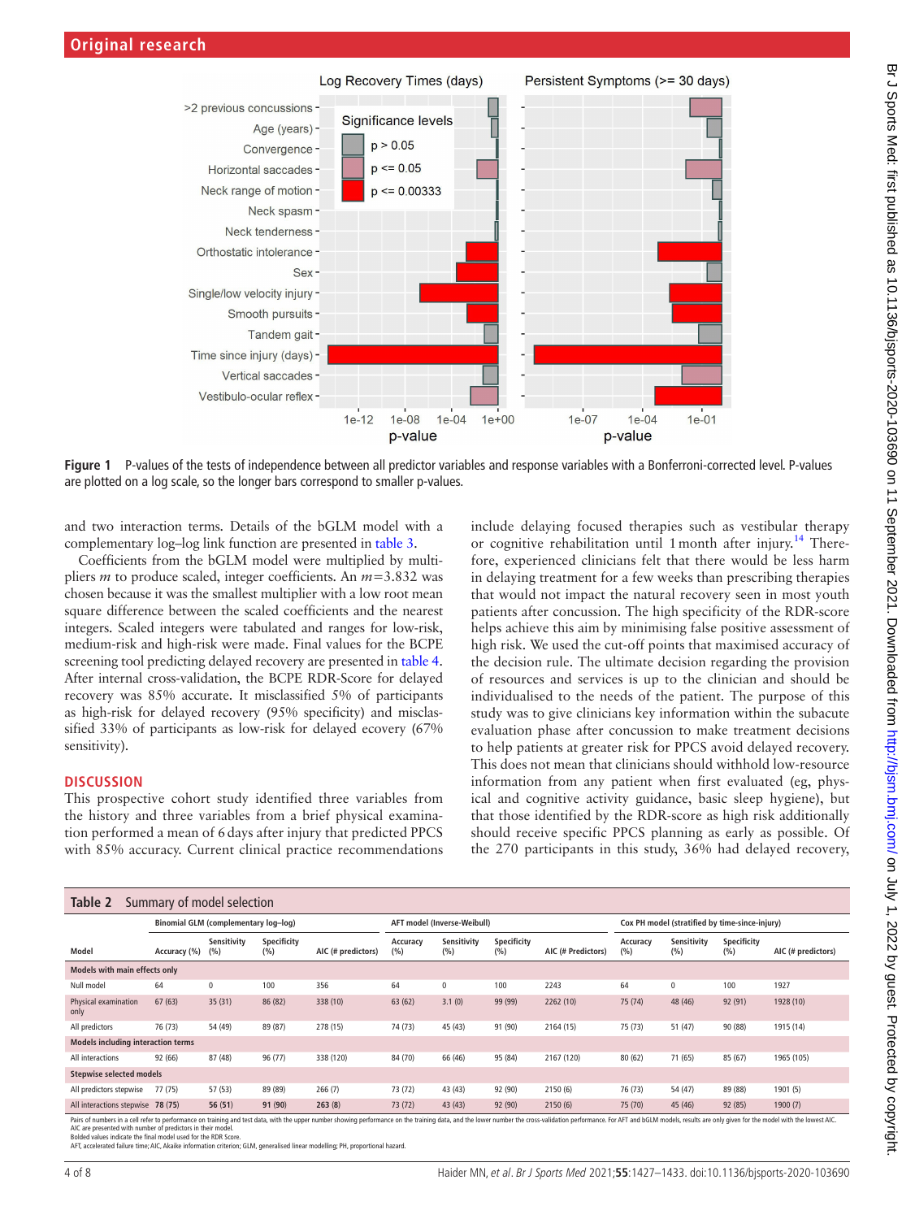Figure 1 P-values of the tests of independence between all predictor variables and response variables with a Bonferroni-corrected level. P-values are plotted on a log scale, so the longer bars correspond to smaller p-values.

and two interaction terms. Details of the bGLM model with a complementary log–log link function are presented in table 3.

Coefficients from the bGLM model were multiplied by multipliers $m$ to produce scaled, integer coefficients. An $m=3.832$ was chosen because it was the smallest multiplier with a low root mean square difference between the scaled coefficients and the nearest integers. Scaled integers were tabulated and ranges for low-risk, medium-risk and high-risk were made. Final values for the BCPE screening tool predicting delayed recovery are presented in table 4. After internal cross-validation, the BCPE RDR-Score for delayed recovery was 85% accurate. It misclassified 5% of participants as high-risk for delayed recovery (95% specificity) and misclassified 33% of participants as low-risk for delayed ecovery (67% sensitivity).

## DISCUSSION

This prospective cohort study identified three variables from the history and three variables from a brief physical examination performed a mean of 6 days after injury that predicted PPCS with 85% accuracy. Current clinical practice recommendations include delaying focused therapies such as vestibular therapy or cognitive rehabilitation until 1 month after injury.[14] Therefore, experienced clinicians felt that there would be less harm in delaying treatment for a few weeks than prescribing therapies that would not impact the natural recovery seen in most youth patients after concussion. The high specificity of the RDR-score helps achieve this aim by minimising false positive assessment of high risk. We used the cut-off points that maximised accuracy of the decision rule. The ultimate decision regarding the provision of resources and services is up to the clinician and should be individualised to the needs of the patient. The purpose of this study was to give clinicians key information within the subacute evaluation phase after concussion to make treatment decisions to help patients at greater risk for PPCS avoid delayed recovery. This does not mean that clinicians should withhold low-resource information from any patient when first evaluated (eg, physical and cognitive activity guidance, basic sleep hygiene), but that those identified by the RDR-score as high risk additionally should receive specific PPCS planning as early as possible. Of the 270 participants in this study, 36% had delayed recovery,

**Table 2** Summary of model selection

| Model | Binomial GLM (complementary log–log) | | | | AFT model (Inverse-Weibull) | | | | Cox PH model (stratified by time-since-injury) | | | |
|---|---|---|---|---|---|---|---|---|---|---|---|---|
| | Accuracy (%) | Sensitivity (%) | Specificity (%) | AIC (# predictors) | Accuracy (%) | Sensitivity (%) | Specificity (%) | AIC (# Predictors) | Accuracy (%) | Sensitivity (%) | Specificity (%) | AIC (# predictors) |
| **Models with main effects only** | | | | | | | | | | | | |
| Null model | 64 | 0 | 100 | 356 | 64 | 0 | 100 | 2243 | 64 | 0 | 100 | 1927 |
| Physical examination only | 67 (63) | 35 (31) | 86 (82) | 338 (10) | 63 (62) | 3.1 (0) | 99 (99) | 2262 (10) | 75 (74) | 48 (46) | 92 (91) | 1928 (10) |
| All predictors | 76 (73) | 54 (49) | 89 (87) | 278 (15) | 74 (73) | 45 (43) | 91 (90) | 2164 (15) | 75 (73) | 51 (47) | 90 (88) | 1915 (14) |
| **Models including interaction terms** | | | | | | | | | | | | |
| All interactions | 92 (66) | 87 (48) | 96 (77) | 338 (120) | 84 (70) | 66 (46) | 95 (84) | 2167 (120) | 80 (62) | 71 (65) | 85 (67) | 1965 (105) |
| **Stepwise selected models** | | | | | | | | | | | | |
| All predictors stepwise | 77 (75) | 57 (53) | 89 (89) | 266 (7) | 73 (72) | 43 (43) | 92 (90) | 2150 (6) | 76 (73) | 54 (47) | 89 (88) | 1901 (5) |
| All interactions stepwise | **78 (75)** | **56 (51)** | **91 (90)** | **263 (8)** | 73 (72) | 43 (43) | 92 (90) | 2150 (6) | 75 (70) | 45 (46) | 92 (85) | 1900 (7) |

Pairs of numbers in a cell refer to performance on training and test data, with the upper number showing performance on the training data, and the lower number the cross-validation performance. For AFT and bGLM models, results are only given for the model with the lowest AIC.
AIC are presented with number of predictors in their model.
Bolded values indicate the final model used for the RDR Score.
AFT, accelerated failure time; AIC, Akaike information criterion; GLM, generalised linear modelling; PH, proportional hazard.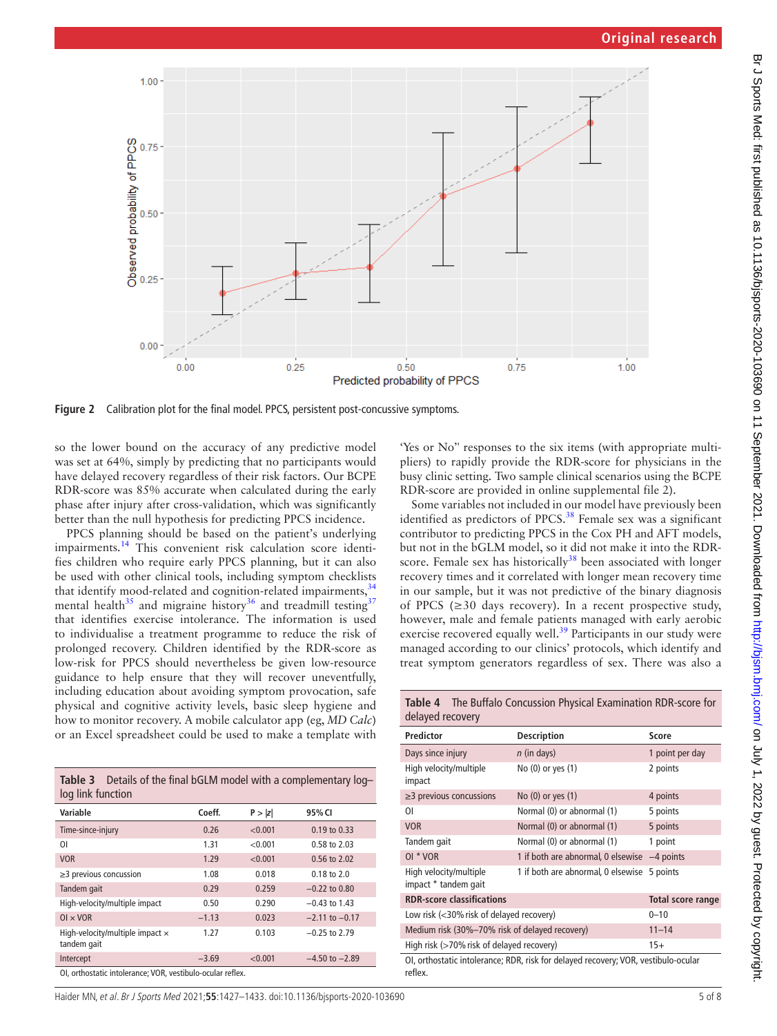Figure 2 Calibration plot for the final model. PPCS, persistent post-concussive symptoms.

so the lower bound on the accuracy of any predictive model was set at 64%, simply by predicting that no participants would have delayed recovery regardless of their risk factors. Our BCPE RDR-score was 85% accurate when calculated during the early phase after injury after cross-validation, which was significantly better than the null hypothesis for predicting PPCS incidence.

PPCS planning should be based on the patient's underlying impairments.[14] This convenient risk calculation score identifies children who require early PPCS planning, but it can also be used with other clinical tools, including symptom checklists that identify mood-related and cognition-related impairments,[34] mental health[35] and migraine history[36] and treadmill testing[37] that identifies exercise intolerance. The information is used to individualise a treatment programme to reduce the risk of prolonged recovery. Children identified by the RDR-score as low-risk for PPCS should nevertheless be given low-resource guidance to help ensure that they will recover uneventfully, including education about avoiding symptom provocation, safe physical and cognitive activity levels, basic sleep hygiene and how to monitor recovery. A mobile calculator app (eg, *MD Calc*) or an Excel spreadsheet could be used to make a template with 'Yes or No" responses to the six items (with appropriate multipliers) to rapidly provide the RDR-score for physicians in the busy clinic setting. Two sample clinical scenarios using the BCPE RDR-score are provided in online supplemental file 2).

Some variables not included in our model have previously been identified as predictors of PPCS.[38] Female sex was a significant contributor to predicting PPCS in the Cox PH and AFT models, but not in the bGLM model, so it did not make it into the RDR-score. Female sex has historically[38] been associated with longer recovery times and it correlated with longer mean recovery time in our sample, but it was not predictive of the binary diagnosis of PPCS (≥30 days recovery). In a recent prospective study, however, male and female patients managed with early aerobic exercise recovered equally well.[39] Participants in our study were managed according to our clinics' protocols, which identify and treat symptom generators regardless of sex. There was also a

**Table 3** Details of the final bGLM model with a complementary log–log link function

| Variable | Coeff. | P > \|z\| | 95% CI |
|---|---|---|---|
| Time-since-injury | 0.26 | <0.001 | 0.19 to 0.33 |
| OI | 1.31 | <0.001 | 0.58 to 2.03 |
| VOR | 1.29 | <0.001 | 0.56 to 2.02 |
| ≥3 previous concussion | 1.08 | 0.018 | 0.18 to 2.0 |
| Tandem gait | 0.29 | 0.259 | −0.22 to 0.80 |
| High-velocity/multiple impact | 0.50 | 0.290 | −0.43 to 1.43 |
| OI × VOR | −1.13 | 0.023 | −2.11 to −0.17 |
| High-velocity/multiple impact × tandem gait | 1.27 | 0.103 | −0.25 to 2.79 |
| Intercept | −3.69 | <0.001 | −4.50 to −2.89 |

OI, orthostatic intolerance; VOR, vestibulo-ocular reflex.

**Table 4** The Buffalo Concussion Physical Examination RDR-score for delayed recovery

| Predictor | Description | Score |
|---|---|---|
| Days since injury | *n* (in days) | 1 point per day |
| High velocity/multiple impact | No (0) or yes (1) | 2 points |
| ≥3 previous concussions | No (0) or yes (1) | 4 points |
| OI | Normal (0) or abnormal (1) | 5 points |
| VOR | Normal (0) or abnormal (1) | 5 points |
| Tandem gait | Normal (0) or abnormal (1) | 1 point |
| OI * VOR | 1 if both are abnormal, 0 elsewise | −4 points |
| High velocity/multiple impact * tandem gait | 1 if both are abnormal, 0 elsewise | 5 points |
| **RDR-score classifications** | | **Total score range** |
| Low risk (<30% risk of delayed recovery) | | 0–10 |
| Medium risk (30%–70% risk of delayed recovery) | | 11–14 |
| High risk (>70% risk of delayed recovery) | | 15+ |

OI, orthostatic intolerance; RDR, risk for delayed recovery; VOR, vestibulo-ocular reflex.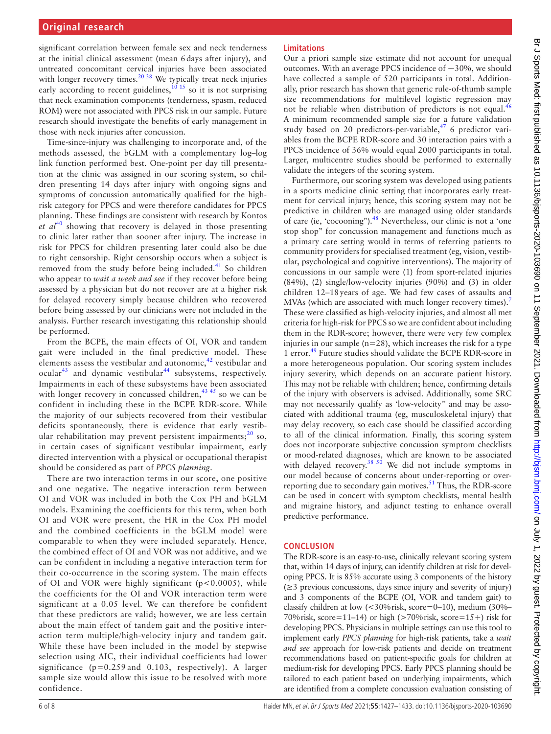significant correlation between female sex and neck tenderness at the initial clinical assessment (mean 6 days after injury), and untreated concomitant cervical injuries have been associated with longer recovery times.[20 38] We typically treat neck injuries early according to recent guidelines,[10 15] so it is not surprising that neck examination components (tenderness, spasm, reduced ROM) were not associated with PPCS risk in our sample. Future research should investigate the benefits of early management in those with neck injuries after concussion.

Time-since-injury was challenging to incorporate and, of the methods assessed, the bGLM with a complementary log–log link function performed best. One-point per day till presentation at the clinic was assigned in our scoring system, so children presenting 14 days after injury with ongoing signs and symptoms of concussion automatically qualified for the high-risk category for PPCS and were therefore candidates for PPCS planning. These findings are consistent with research by Kontos *et al*[40] showing that recovery is delayed in those presenting to clinic later rather than sooner after injury. The increase in risk for PPCS for children presenting later could also be due to right censorship. Right censorship occurs when a subject is removed from the study before being included.[41] So children who appear to *wait a week and see* if they recover before being assessed by a physician but do not recover are at a higher risk for delayed recovery simply because children who recovered before being assessed by our clinicians were not included in the analysis. Further research investigating this relationship should be performed.

From the BCPE, the main effects of OI, VOR and tandem gait were included in the final predictive model. These elements assess the vestibular and autonomic,[42] vestibular and ocular[43] and dynamic vestibular[44] subsystems, respectively. Impairments in each of these subsystems have been associated with longer recovery in concussed children,[43 45] so we can be confident in including these in the BCPE RDR-score. While the majority of our subjects recovered from their vestibular deficits spontaneously, there is evidence that early vestibular rehabilitation may prevent persistent impairments;[20] so, in certain cases of significant vestibular impairment, early directed intervention with a physical or occupational therapist should be considered as part of *PPCS planning*.

There are two interaction terms in our score, one positive and one negative. The negative interaction term between OI and VOR was included in both the Cox PH and bGLM models. Examining the coefficients for this term, when both OI and VOR were present, the HR in the Cox PH model and the combined coefficients in the bGLM model were comparable to when they were included separately. Hence, the combined effect of OI and VOR was not additive, and we can be confident in including a negative interaction term for their co-occurrence in the scoring system. The main effects of OI and VOR were highly significant ($p<0.0005$), while the coefficients for the OI and VOR interaction term were significant at a 0.05 level. We can therefore be confident that these predictors are valid; however, we are less certain about the main effect of tandem gait and the positive interaction term multiple/high-velocity injury and tandem gait. While these have been included in the model by stepwise selection using AIC, their individual coefficients had lower significance ($p=0.259$ and 0.103, respectively). A larger sample size would allow this issue to be resolved with more confidence.

## Limitations

Our a priori sample size estimate did not account for unequal outcomes. With an average PPCS incidence of ~30%, we should have collected a sample of 520 participants in total. Additionally, prior research has shown that generic rule-of-thumb sample size recommendations for multilevel logistic regression may not be reliable when distribution of predictors is not equal.[46] A minimum recommended sample size for a future validation study based on 20 predictors-per-variable,[47] 6 predictor variables from the BCPE RDR-score and 30 interaction pairs with a PPCS incidence of 36% would equal 2000 participants in total. Larger, multicentre studies should be performed to externally validate the integers of the scoring system.

Furthermore, our scoring system was developed using patients in a sports medicine clinic setting that incorporates early treatment for cervical injury; hence, this scoring system may not be predictive in children who are managed using older standards of care (ie, 'cocooning").[48] Nevertheless, our clinic is not a 'one stop shop" for concussion management and functions much as a primary care setting would in terms of referring patients to community providers for specialised treatment (eg, vision, vestibular, psychological and cognitive interventions). The majority of concussions in our sample were (1) from sport-related injuries (84%), (2) single/low-velocity injuries (90%) and (3) in older children 12–18 years of age. We had few cases of assaults and MVAs (which are associated with much longer recovery times).[7] These were classified as high-velocity injuries, and almost all met criteria for high-risk for PPCS so we are confident about including them in the RDR-score; however, there were very few complex injuries in our sample (n=28), which increases the risk for a type 1 error.[49] Future studies should validate the BCPE RDR-score in a more heterogeneous population. Our scoring system includes injury severity, which depends on an accurate patient history. This may not be reliable with children; hence, confirming details of the injury with observers is advised. Additionally, some SRC may not necessarily qualify as 'low-velocity" and may be associated with additional trauma (eg, musculoskeletal injury) that may delay recovery, so each case should be classified according to all of the clinical information. Finally, this scoring system does not incorporate subjective concussion symptom checklists or mood-related diagnoses, which are known to be associated with delayed recovery.[38 50] We did not include symptoms in our model because of concerns about under-reporting or over-reporting due to secondary gain motives.[51] Thus, the RDR-score can be used in concert with symptom checklists, mental health and migraine history, and adjunct testing to enhance overall predictive performance.

## CONCLUSION

The RDR-score is an easy-to-use, clinically relevant scoring system that, within 14 days of injury, can identify children at risk for developing PPCS. It is 85% accurate using 3 components of the history (≥3 previous concussions, days since injury and severity of injury) and 3 components of the BCPE (OI, VOR and tandem gait) to classify children at low (<30% risk, score=0–10), medium (30%–70% risk, score=11–14) or high (>70% risk, score=15+) risk for developing PPCS. Physicians in multiple settings can use this tool to implement early *PPCS planning* for high-risk patients, take a *wait and see* approach for low-risk patients and decide on treatment recommendations based on patient-specific goals for children at medium-risk for developing PPCS. Early PPCS planning should be tailored to each patient based on underlying impairments, which are identified from a complete concussion evaluation consisting of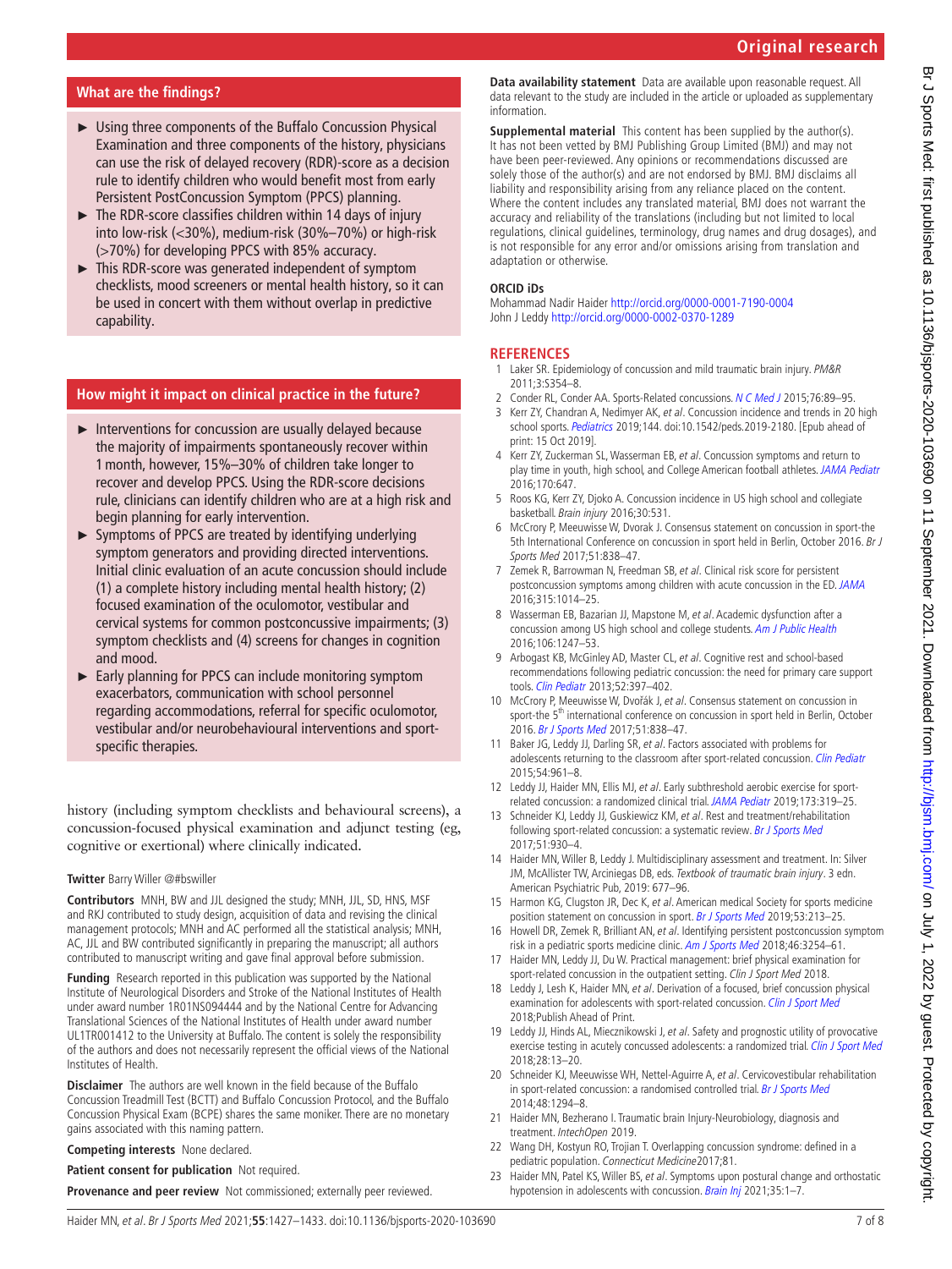## What are the findings?

- Using three components of the Buffalo Concussion Physical Examination and three components of the history, physicians can use the risk of delayed recovery (RDR)-score as a decision rule to identify children who would benefit most from early Persistent PostConcussion Symptom (PPCS) planning.
- The RDR-score classifies children within 14 days of injury into low-risk (<30%), medium-risk (30%–70%) or high-risk (>70%) for developing PPCS with 85% accuracy.
- This RDR-score was generated independent of symptom checklists, mood screeners or mental health history, so it can be used in concert with them without overlap in predictive capability.

## How might it impact on clinical practice in the future?

- Interventions for concussion are usually delayed because the majority of impairments spontaneously recover within 1 month, however, 15%–30% of children take longer to recover and develop PPCS. Using the RDR-score decisions rule, clinicians can identify children who are at a high risk and begin planning for early intervention.
- Symptoms of PPCS are treated by identifying underlying symptom generators and providing directed interventions. Initial clinic evaluation of an acute concussion should include (1) a complete history including mental health history; (2) focused examination of the oculomotor, vestibular and cervical systems for common postconcussive impairments; (3) symptom checklists and (4) screens for changes in cognition and mood.
- Early planning for PPCS can include monitoring symptom exacerbators, communication with school personnel regarding accommodations, referral for specific oculomotor, vestibular and/or neurobehavioural interventions and sport-specific therapies.

history (including symptom checklists and behavioural screens), a concussion-focused physical examination and adjunct testing (eg, cognitive or exertional) where clinically indicated.

**Twitter** Barry Willer @#bswiller

**Contributors** MNH, BW and JJL designed the study; MNH, JJL, SD, HNS, MSF and RKJ contributed to study design, acquisition of data and revising the clinical management protocols; MNH and AC performed all the statistical analysis; MNH, AC, JJL and BW contributed significantly in preparing the manuscript; all authors contributed to manuscript writing and gave final approval before submission.

**Funding** Research reported in this publication was supported by the National Institute of Neurological Disorders and Stroke of the National Institutes of Health under award number 1R01NS094444 and by the National Centre for Advancing Translational Sciences of the National Institutes of Health under award number UL1TR001412 to the University at Buffalo. The content is solely the responsibility of the authors and does not necessarily represent the official views of the National Institutes of Health.

**Disclaimer** The authors are well known in the field because of the Buffalo Concussion Treadmill Test (BCTT) and Buffalo Concussion Protocol, and the Buffalo Concussion Physical Exam (BCPE) shares the same moniker. There are no monetary gains associated with this naming pattern.

**Competing interests** None declared.

**Patient consent for publication** Not required.

**Provenance and peer review** Not commissioned; externally peer reviewed.

**Data availability statement** Data are available upon reasonable request. All data relevant to the study are included in the article or uploaded as supplementary information.

**Supplemental material** This content has been supplied by the author(s). It has not been vetted by BMJ Publishing Group Limited (BMJ) and may not have been peer-reviewed. Any opinions or recommendations discussed are solely those of the author(s) and are not endorsed by BMJ. BMJ disclaims all liability and responsibility arising from any reliance placed on the content. Where the content includes any translated material, BMJ does not warrant the accuracy and reliability of the translations (including but not limited to local regulations, clinical guidelines, terminology, drug names and drug dosages), and is not responsible for any error and/or omissions arising from translation and adaptation or otherwise.

### ORCID iDs

Mohammad Nadir Haider http://orcid.org/0000-0001-7190-0004
John J Leddy http://orcid.org/0000-0002-0370-1289

## REFERENCES

1. Laker SR. Epidemiology of concussion and mild traumatic brain injury. *PM&R* 2011;3:S354–8.
2. Conder RL, Conder AA. Sports-Related concussions. *N C Med J* 2015;76:89–95.
3. Kerr ZY, Chandran A, Nedimyer AK, *et al*. Concussion incidence and trends in 20 high school sports. *Pediatrics* 2019;144. doi:10.1542/peds.2019-2180. [Epub ahead of print: 15 Oct 2019].
4. Kerr ZY, Zuckerman SL, Wasserman EB, *et al*. Concussion symptoms and return to play time in youth, high school, and College American football athletes. *JAMA Pediatr* 2016;170:647.
5. Roos KG, Kerr ZY, Djoko A. Concussion incidence in US high school and collegiate basketball. *Brain injury* 2016;30:531.
6. McCrory P, Meeuwisse W, Dvorak J. Consensus statement on concussion in sport-the 5th International Conference on concussion in sport held in Berlin, October 2016. *Br J Sports Med* 2017;51:838–47.
7. Zemek R, Barrowman N, Freedman SB, *et al*. Clinical risk score for persistent postconcussion symptoms among children with acute concussion in the ED. *JAMA* 2016;315:1014–25.
8. Wasserman EB, Bazarian JJ, Mapstone M, *et al*. Academic dysfunction after a concussion among US high school and college students. *Am J Public Health* 2016;106:1247–53.
9. Arbogast KB, McGinley AD, Master CL, *et al*. Cognitive rest and school-based recommendations following pediatric concussion: the need for primary care support tools. *Clin Pediatr* 2013;52:397–402.
10. McCrory P, Meeuwisse W, Dvořák J, *et al*. Consensus statement on concussion in sport-the 5th international conference on concussion in sport held in Berlin, October 2016. *Br J Sports Med* 2017;51:838–47.
11. Baker JG, Leddy JJ, Darling SR, *et al*. Factors associated with problems for adolescents returning to the classroom after sport-related concussion. *Clin Pediatr* 2015;54:961–8.
12. Leddy JJ, Haider MN, Ellis MJ, *et al*. Early subthreshold aerobic exercise for sport-related concussion: a randomized clinical trial. *JAMA Pediatr* 2019;173:319–25.
13. Schneider KJ, Leddy JJ, Guskiewicz KM, *et al*. Rest and treatment/rehabilitation following sport-related concussion: a systematic review. *Br J Sports Med* 2017;51:930–4.
14. Haider MN, Willer B, Leddy J. Multidisciplinary assessment and treatment. In: Silver JM, McAllister TW, Arciniegas DB, eds. *Textbook of traumatic brain injury*. 3 edn. American Psychiatric Pub, 2019: 677–96.
15. Harmon KG, Clugston JR, Dec K, *et al*. American medical Society for sports medicine position statement on concussion in sport. *Br J Sports Med* 2019;53:213–25.
16. Howell DR, Zemek R, Brilliant AN, *et al*. Identifying persistent postconcussion symptom risk in a pediatric sports medicine clinic. *Am J Sports Med* 2018;46:3254–61.
17. Haider MN, Leddy JJ, Du W. Practical management: brief physical examination for sport-related concussion in the outpatient setting. *Clin J Sport Med* 2018.
18. Leddy J, Lesh K, Haider MN, *et al*. Derivation of a focused, brief concussion physical examination for adolescents with sport-related concussion. *Clin J Sport Med* 2018;Publish Ahead of Print.
19. Leddy JJ, Hinds AL, Miecznikowski J, *et al*. Safety and prognostic utility of provocative exercise testing in acutely concussed adolescents: a randomized trial. *Clin J Sport Med* 2018;28:13–20.
20. Schneider KJ, Meeuwisse WH, Nettel-Aguirre A, *et al*. Cervicovestibular rehabilitation in sport-related concussion: a randomised controlled trial. *Br J Sports Med* 2014;48:1294–8.
21. Haider MN, Bezherano I. Traumatic brain Injury-Neurobiology, diagnosis and treatment. *IntechOpen* 2019.
22. Wang DH, Kostyun RO, Trojian T. Overlapping concussion syndrome: defined in a pediatric population. *Connecticut Medicine* 2017;81.
23. Haider MN, Patel KS, Willer BS, *et al*. Symptoms upon postural change and orthostatic hypotension in adolescents with concussion. *Brain Inj* 2021;35:1–7.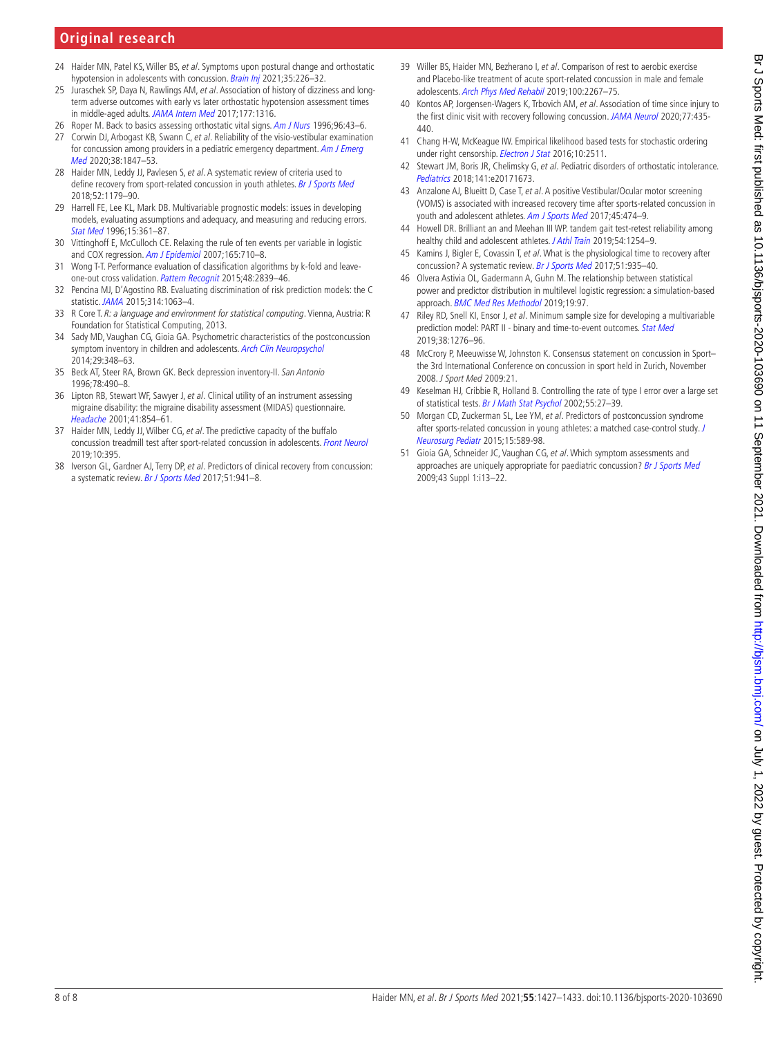24 Haider MN, Patel KS, Willer BS, *et al*. Symptoms upon postural change and orthostatic hypotension in adolescents with concussion. *Brain Inj* 2021;35:226–32.

25 Juraschek SP, Daya N, Rawlings AM, *et al*. Association of history of dizziness and long-term adverse outcomes with early vs later orthostatic hypotension assessment times in middle-aged adults. *JAMA Intern Med* 2017;177:1316.

26 Roper M. Back to basics assessing orthostatic vital signs. *Am J Nurs* 1996;96:43–6.

27 Corwin DJ, Arbogast KB, Swann C, *et al*. Reliability of the visio-vestibular examination for concussion among providers in a pediatric emergency department. *Am J Emerg Med* 2020;38:1847–53.

28 Haider MN, Leddy JJ, Pavlesen S, *et al*. A systematic review of criteria used to define recovery from sport-related concussion in youth athletes. *Br J Sports Med* 2018;52:1179–90.

29 Harrell FE, Lee KL, Mark DB. Multivariable prognostic models: issues in developing models, evaluating assumptions and adequacy, and measuring and reducing errors. *Stat Med* 1996;15:361–87.

30 Vittinghoff E, McCulloch CE. Relaxing the rule of ten events per variable in logistic and COX regression. *Am J Epidemiol* 2007;165:710–8.

31 Wong T-T. Performance evaluation of classification algorithms by k-fold and leave-one-out cross validation. *Pattern Recognit* 2015;48:2839–46.

32 Pencina MJ, D'Agostino RB. Evaluating discrimination of risk prediction models: the C statistic. *JAMA* 2015;314:1063–4.

33 R Core T. *R: a language and environment for statistical computing*. Vienna, Austria: R Foundation for Statistical Computing, 2013.

34 Sady MD, Vaughan CG, Gioia GA. Psychometric characteristics of the postconcussion symptom inventory in children and adolescents. *Arch Clin Neuropsychol* 2014;29:348–63.

35 Beck AT, Steer RA, Brown GK. Beck depression inventory-II. *San Antonio* 1996;78:490–8.

36 Lipton RB, Stewart WF, Sawyer J, *et al*. Clinical utility of an instrument assessing migraine disability: the migraine disability assessment (MIDAS) questionnaire. *Headache* 2001;41:854–61.

37 Haider MN, Leddy JJ, Wilber CG, *et al*. The predictive capacity of the buffalo concussion treadmill test after sport-related concussion in adolescents. *Front Neurol* 2019;10:395.

38 Iverson GL, Gardner AJ, Terry DP, *et al*. Predictors of clinical recovery from concussion: a systematic review. *Br J Sports Med* 2017;51:941–8.

39 Willer BS, Haider MN, Bezherano I, *et al*. Comparison of rest to aerobic exercise and Placebo-like treatment of acute sport-related concussion in male and female adolescents. *Arch Phys Med Rehabil* 2019;100:2267–75.

40 Kontos AP, Jorgensen-Wagers K, Trbovich AM, *et al*. Association of time since injury to the first clinic visit with recovery following concussion. *JAMA Neurol* 2020;77:435-440.

41 Chang H-W, McKeague IW. Empirical likelihood based tests for stochastic ordering under right censorship. *Electron J Stat* 2016;10:2511.

42 Stewart JM, Boris JR, Chelimsky G, *et al*. Pediatric disorders of orthostatic intolerance. *Pediatrics* 2018;141:e20171673.

43 Anzalone AJ, Blueitt D, Case T, *et al*. A positive Vestibular/Ocular motor screening (VOMS) is associated with increased recovery time after sports-related concussion in youth and adolescent athletes. *Am J Sports Med* 2017;45:474–9.

44 Howell DR. Brilliant an and Meehan III WP. tandem gait test-retest reliability among healthy child and adolescent athletes. *J Athl Train* 2019;54:1254–9.

45 Kamins J, Bigler E, Covassin T, *et al*. What is the physiological time to recovery after concussion? A systematic review. *Br J Sports Med* 2017;51:935–40.

46 Olvera Astivia OL, Gadermann A, Guhn M. The relationship between statistical power and predictor distribution in multilevel logistic regression: a simulation-based approach. *BMC Med Res Methodol* 2019;19:97.

47 Riley RD, Snell KI, Ensor J, *et al*. Minimum sample size for developing a multivariable prediction model: PART II - binary and time-to-event outcomes. *Stat Med* 2019;38:1276–96.

48 McCrory P, Meeuwisse W, Johnston K. Consensus statement on concussion in Sport– the 3rd International Conference on concussion in sport held in Zurich, November 2008. *J Sport Med* 2009:21.

49 Keselman HJ, Cribbie R, Holland B. Controlling the rate of type I error over a large set of statistical tests. *Br J Math Stat Psychol* 2002;55:27–39.

50 Morgan CD, Zuckerman SL, Lee YM, *et al*. Predictors of postconcussion syndrome after sports-related concussion in young athletes: a matched case-control study. *J Neurosurg Pediatr* 2015;15:589-98.

51 Gioia GA, Schneider JC, Vaughan CG, *et al*. Which symptom assessments and approaches are uniquely appropriate for paediatric concussion? *Br J Sports Med* 2009;43 Suppl 1:i13–22.